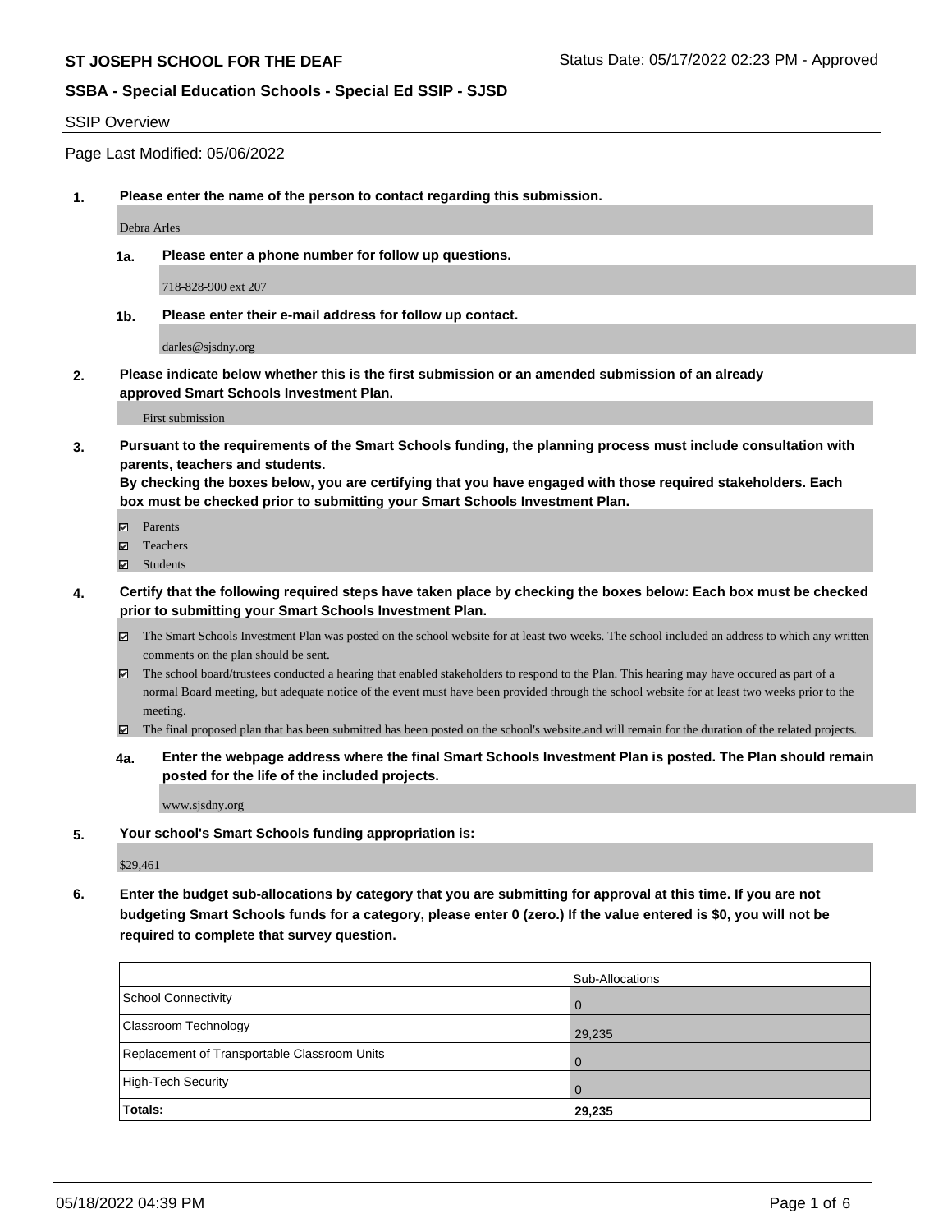**ST JOSEPH SCHOOL FOR THE DEAF**

Status Date: 05/17/2022 02:23 PM - Approved

**SSBA - Special Education Schools - Special Ed SSIP - SJSD**

SSIP Overview

Page Last Modified: 05/06/2022

**1. Please enter the name of the person to contact regarding this submission.**

Debra Arles

**1a. Please enter a phone number for follow up questions.**

718-828-900 ext 207

**1b. Please enter their e-mail address for follow up contact.**

darles@sjsdny.org

**2. Please indicate below whether this is the first submission or an amended submission of an already approved Smart Schools Investment Plan.**

First submission

**3. Pursuant to the requirements of the Smart Schools funding, the planning process must include consultation with parents, teachers and students.**
**By checking the boxes below, you are certifying that you have engaged with those required stakeholders. Each box must be checked prior to submitting your Smart Schools Investment Plan.**

- ☑ Parents
- ☑ Teachers
- ☑ Students

**4. Certify that the following required steps have taken place by checking the boxes below: Each box must be checked prior to submitting your Smart Schools Investment Plan.**

- ☑ The Smart Schools Investment Plan was posted on the school website for at least two weeks. The school included an address to which any written comments on the plan should be sent.
- ☑ The school board/trustees conducted a hearing that enabled stakeholders to respond to the Plan. This hearing may have occured as part of a normal Board meeting, but adequate notice of the event must have been provided through the school website for at least two weeks prior to the meeting.
- ☑ The final proposed plan that has been submitted has been posted on the school's website.and will remain for the duration of the related projects.

**4a. Enter the webpage address where the final Smart Schools Investment Plan is posted. The Plan should remain posted for the life of the included projects.**

www.sjsdny.org

**5. Your school's Smart Schools funding appropriation is:**

$29,461

**6. Enter the budget sub-allocations by category that you are submitting for approval at this time. If you are not budgeting Smart Schools funds for a category, please enter 0 (zero.) If the value entered is $0, you will not be required to complete that survey question.**

| | Sub-Allocations |
|---|---|
| School Connectivity | 0 |
| Classroom Technology | 29,235 |
| Replacement of Transportable Classroom Units | 0 |
| High-Tech Security | 0 |
| **Totals:** | **29,235** |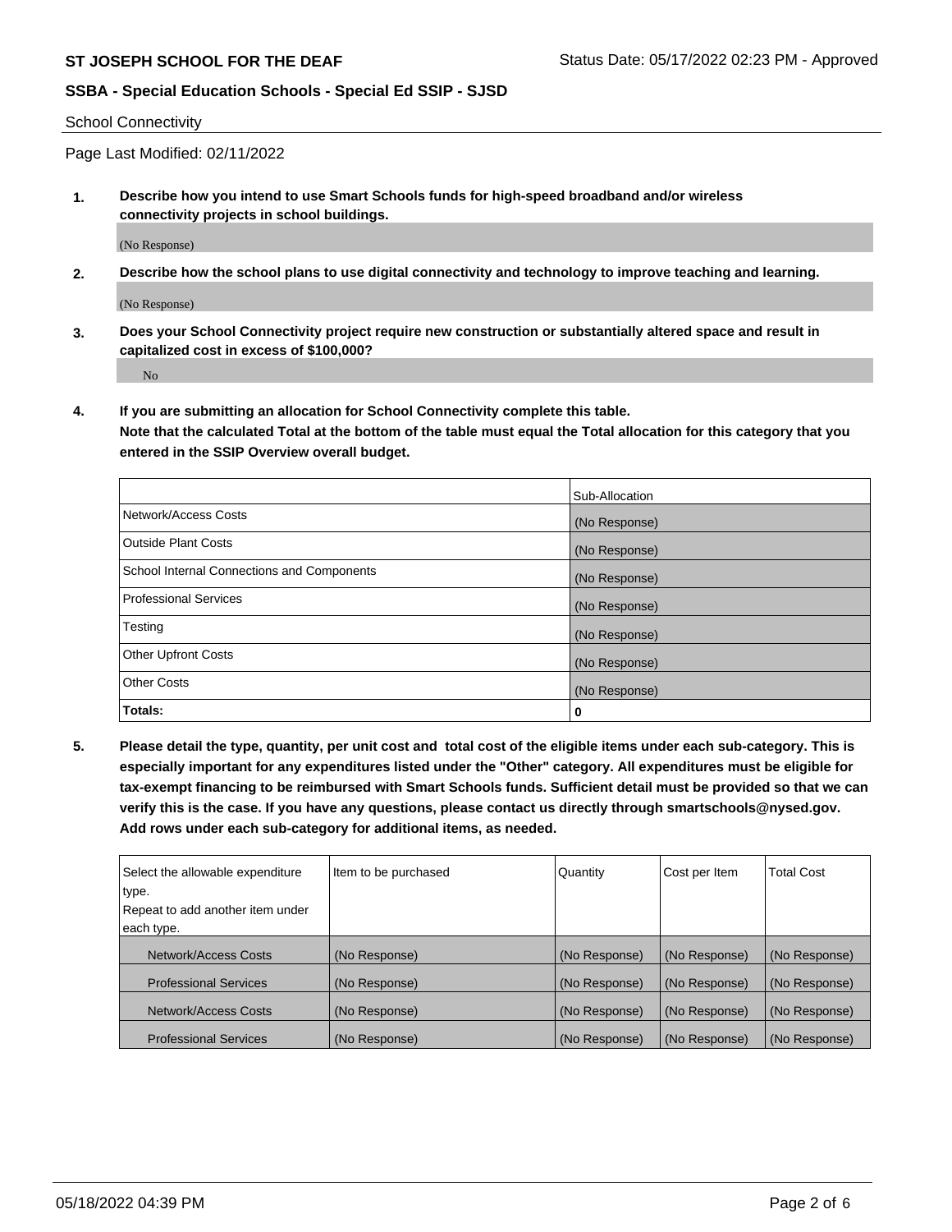## School Connectivity

Page Last Modified: 02/11/2022

**1. Describe how you intend to use Smart Schools funds for high-speed broadband and/or wireless connectivity projects in school buildings.**

(No Response)

**2. Describe how the school plans to use digital connectivity and technology to improve teaching and learning.**

(No Response)

**3. Does your School Connectivity project require new construction or substantially altered space and result in capitalized cost in excess of $100,000?**

No

**4. If you are submitting an allocation for School Connectivity complete this table. Note that the calculated Total at the bottom of the table must equal the Total allocation for this category that you entered in the SSIP Overview overall budget.**

| | Sub-Allocation |
|---|---|
| Network/Access Costs | (No Response) |
| Outside Plant Costs | (No Response) |
| School Internal Connections and Components | (No Response) |
| Professional Services | (No Response) |
| Testing | (No Response) |
| Other Upfront Costs | (No Response) |
| Other Costs | (No Response) |
| **Totals:** | **0** |

**5. Please detail the type, quantity, per unit cost and total cost of the eligible items under each sub-category. This is especially important for any expenditures listed under the "Other" category. All expenditures must be eligible for tax-exempt financing to be reimbursed with Smart Schools funds. Sufficient detail must be provided so that we can verify this is the case. If you have any questions, please contact us directly through smartschools@nysed.gov. Add rows under each sub-category for additional items, as needed.**

| Select the allowable expenditure type. Repeat to add another item under each type. | Item to be purchased | Quantity | Cost per Item | Total Cost |
|---|---|---|---|---|
| Network/Access Costs | (No Response) | (No Response) | (No Response) | (No Response) |
| Professional Services | (No Response) | (No Response) | (No Response) | (No Response) |
| Network/Access Costs | (No Response) | (No Response) | (No Response) | (No Response) |
| Professional Services | (No Response) | (No Response) | (No Response) | (No Response) |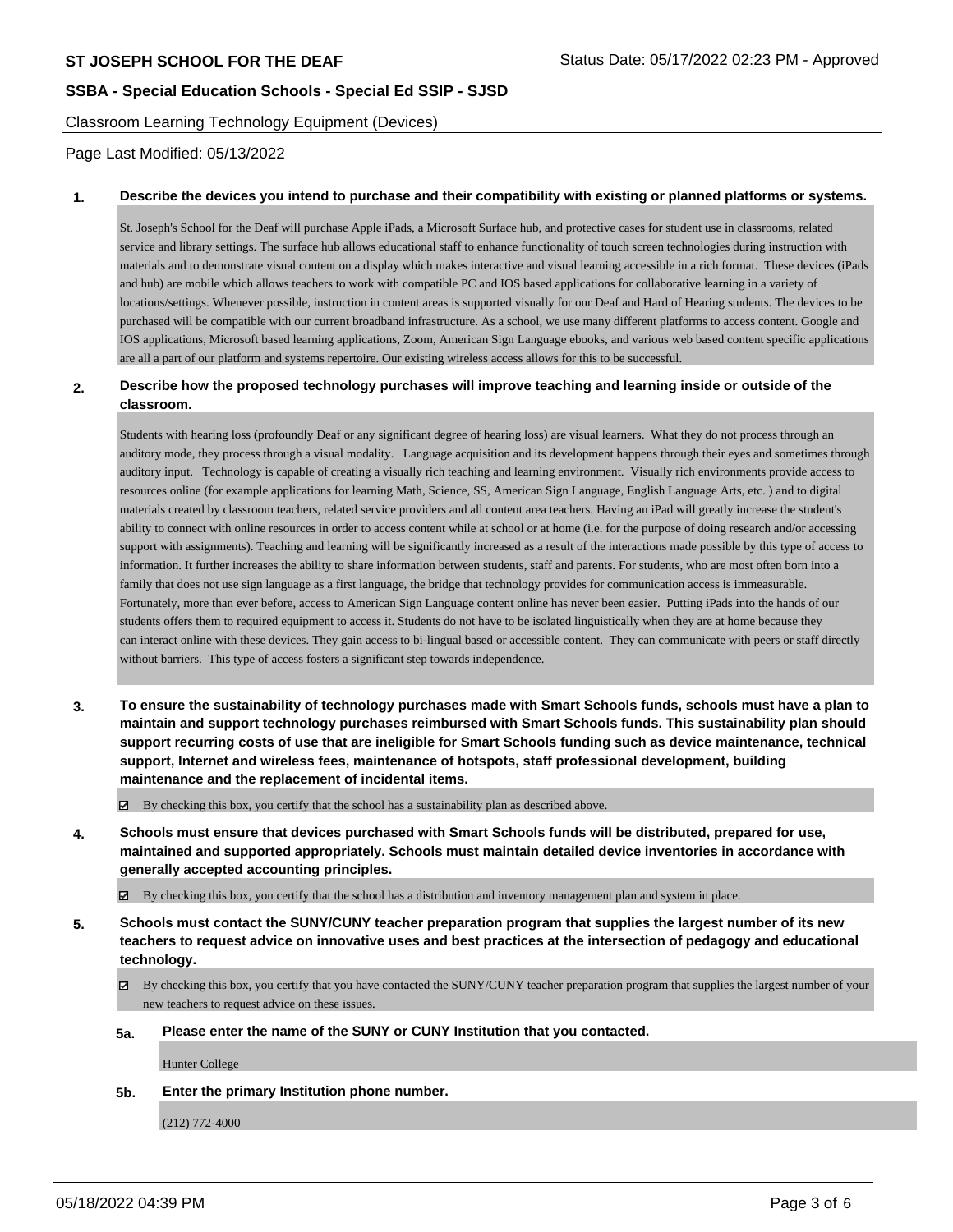Classroom Learning Technology Equipment (Devices)

Page Last Modified: 05/13/2022

**1. Describe the devices you intend to purchase and their compatibility with existing or planned platforms or systems.**

St. Joseph's School for the Deaf will purchase Apple iPads, a Microsoft Surface hub, and protective cases for student use in classrooms, related service and library settings. The surface hub allows educational staff to enhance functionality of touch screen technologies during instruction with materials and to demonstrate visual content on a display which makes interactive and visual learning accessible in a rich format. These devices (iPads and hub) are mobile which allows teachers to work with compatible PC and IOS based applications for collaborative learning in a variety of locations/settings. Whenever possible, instruction in content areas is supported visually for our Deaf and Hard of Hearing students. The devices to be purchased will be compatible with our current broadband infrastructure. As a school, we use many different platforms to access content. Google and IOS applications, Microsoft based learning applications, Zoom, American Sign Language ebooks, and various web based content specific applications are all a part of our platform and systems repertoire. Our existing wireless access allows for this to be successful.

**2. Describe how the proposed technology purchases will improve teaching and learning inside or outside of the classroom.**

Students with hearing loss (profoundly Deaf or any significant degree of hearing loss) are visual learners. What they do not process through an auditory mode, they process through a visual modality. Language acquisition and its development happens through their eyes and sometimes through auditory input. Technology is capable of creating a visually rich teaching and learning environment. Visually rich environments provide access to resources online (for example applications for learning Math, Science, SS, American Sign Language, English Language Arts, etc. ) and to digital materials created by classroom teachers, related service providers and all content area teachers. Having an iPad will greatly increase the student's ability to connect with online resources in order to access content while at school or at home (i.e. for the purpose of doing research and/or accessing support with assignments). Teaching and learning will be significantly increased as a result of the interactions made possible by this type of access to information. It further increases the ability to share information between students, staff and parents. For students, who are most often born into a family that does not use sign language as a first language, the bridge that technology provides for communication access is immeasurable. Fortunately, more than ever before, access to American Sign Language content online has never been easier. Putting iPads into the hands of our students offers them to required equipment to access it. Students do not have to be isolated linguistically when they are at home because they can interact online with these devices. They gain access to bi-lingual based or accessible content. They can communicate with peers or staff directly without barriers. This type of access fosters a significant step towards independence.

**3. To ensure the sustainability of technology purchases made with Smart Schools funds, schools must have a plan to maintain and support technology purchases reimbursed with Smart Schools funds. This sustainability plan should support recurring costs of use that are ineligible for Smart Schools funding such as device maintenance, technical support, Internet and wireless fees, maintenance of hotspots, staff professional development, building maintenance and the replacement of incidental items.**

☑ By checking this box, you certify that the school has a sustainability plan as described above.

**4. Schools must ensure that devices purchased with Smart Schools funds will be distributed, prepared for use, maintained and supported appropriately. Schools must maintain detailed device inventories in accordance with generally accepted accounting principles.**

☑ By checking this box, you certify that the school has a distribution and inventory management plan and system in place.

**5. Schools must contact the SUNY/CUNY teacher preparation program that supplies the largest number of its new teachers to request advice on innovative uses and best practices at the intersection of pedagogy and educational technology.**

☑ By checking this box, you certify that you have contacted the SUNY/CUNY teacher preparation program that supplies the largest number of your new teachers to request advice on these issues.

**5a. Please enter the name of the SUNY or CUNY Institution that you contacted.**

Hunter College

**5b. Enter the primary Institution phone number.**

(212) 772-4000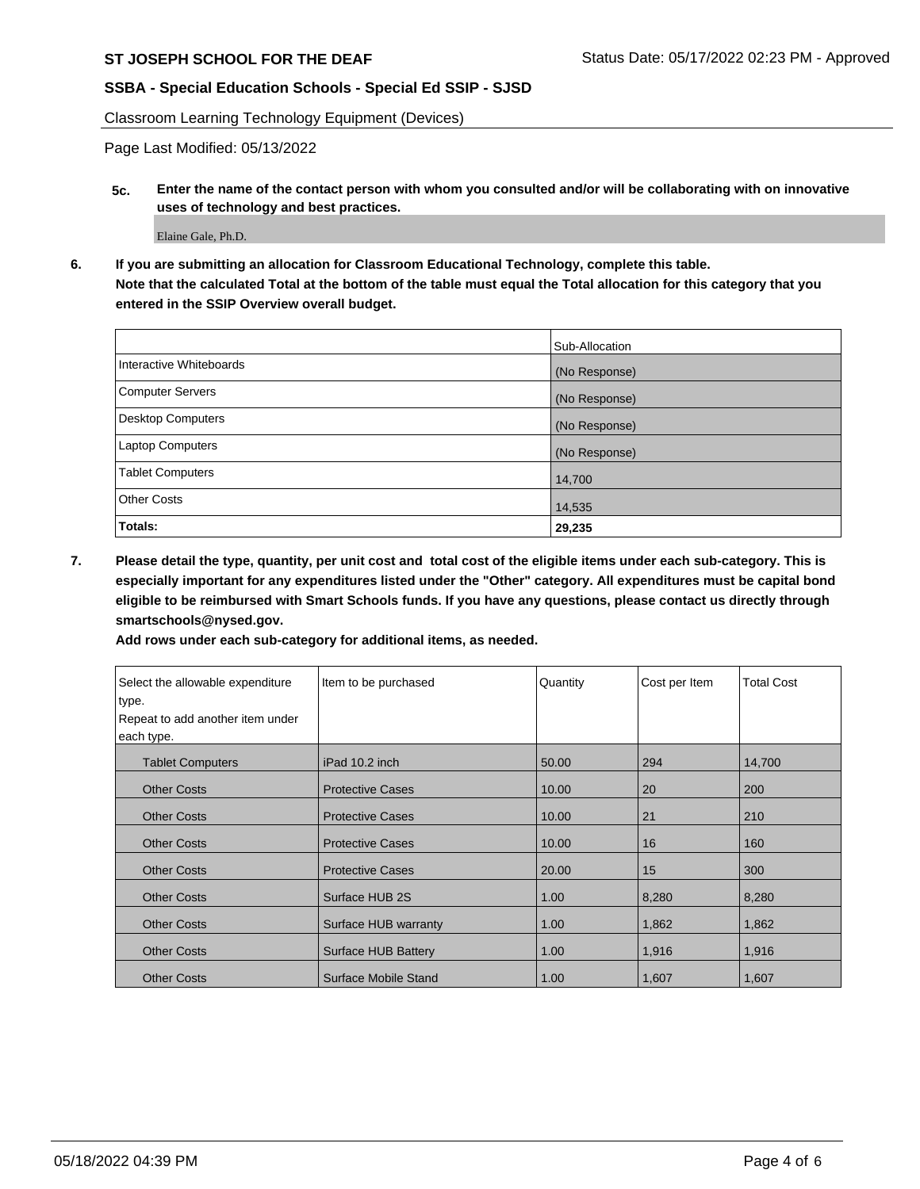Classroom Learning Technology Equipment (Devices)

Page Last Modified: 05/13/2022

**5c. Enter the name of the contact person with whom you consulted and/or will be collaborating with on innovative uses of technology and best practices.**

Elaine Gale, Ph.D.

**6. If you are submitting an allocation for Classroom Educational Technology, complete this table.**
**Note that the calculated Total at the bottom of the table must equal the Total allocation for this category that you entered in the SSIP Overview overall budget.**

| | Sub-Allocation |
|---|---|
| Interactive Whiteboards | (No Response) |
| Computer Servers | (No Response) |
| Desktop Computers | (No Response) |
| Laptop Computers | (No Response) |
| Tablet Computers | 14,700 |
| Other Costs | 14,535 |
| **Totals:** | **29,235** |

**7. Please detail the type, quantity, per unit cost and total cost of the eligible items under each sub-category. This is especially important for any expenditures listed under the "Other" category. All expenditures must be capital bond eligible to be reimbursed with Smart Schools funds. If you have any questions, please contact us directly through smartschools@nysed.gov.**
**Add rows under each sub-category for additional items, as needed.**

| Select the allowable expenditure type. Repeat to add another item under each type. | Item to be purchased | Quantity | Cost per Item | Total Cost |
|---|---|---|---|---|
| Tablet Computers | iPad 10.2 inch | 50.00 | 294 | 14,700 |
| Other Costs | Protective Cases | 10.00 | 20 | 200 |
| Other Costs | Protective Cases | 10.00 | 21 | 210 |
| Other Costs | Protective Cases | 10.00 | 16 | 160 |
| Other Costs | Protective Cases | 20.00 | 15 | 300 |
| Other Costs | Surface HUB 2S | 1.00 | 8,280 | 8,280 |
| Other Costs | Surface HUB warranty | 1.00 | 1,862 | 1,862 |
| Other Costs | Surface HUB Battery | 1.00 | 1,916 | 1,916 |
| Other Costs | Surface Mobile Stand | 1.00 | 1,607 | 1,607 |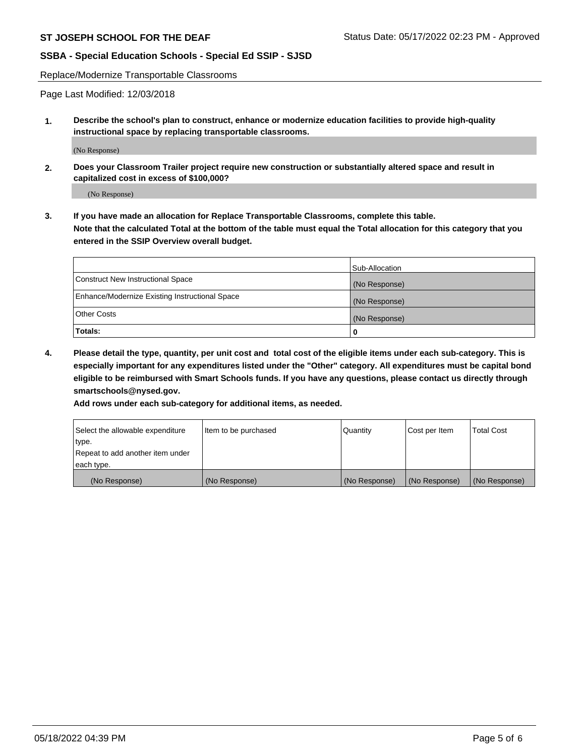Replace/Modernize Transportable Classrooms

Page Last Modified: 12/03/2018

**1. Describe the school's plan to construct, enhance or modernize education facilities to provide high-quality instructional space by replacing transportable classrooms.**

(No Response)

**2. Does your Classroom Trailer project require new construction or substantially altered space and result in capitalized cost in excess of $100,000?**

(No Response)

**3. If you have made an allocation for Replace Transportable Classrooms, complete this table. Note that the calculated Total at the bottom of the table must equal the Total allocation for this category that you entered in the SSIP Overview overall budget.**

| | Sub-Allocation |
|---|---|
| Construct New Instructional Space | (No Response) |
| Enhance/Modernize Existing Instructional Space | (No Response) |
| Other Costs | (No Response) |
| **Totals:** | **0** |

**4. Please detail the type, quantity, per unit cost and total cost of the eligible items under each sub-category. This is especially important for any expenditures listed under the "Other" category. All expenditures must be capital bond eligible to be reimbursed with Smart Schools funds. If you have any questions, please contact us directly through smartschools@nysed.gov.**

**Add rows under each sub-category for additional items, as needed.**

| Select the allowable expenditure type. Repeat to add another item under each type. | Item to be purchased | Quantity | Cost per Item | Total Cost |
|---|---|---|---|---|
| (No Response) | (No Response) | (No Response) | (No Response) | (No Response) |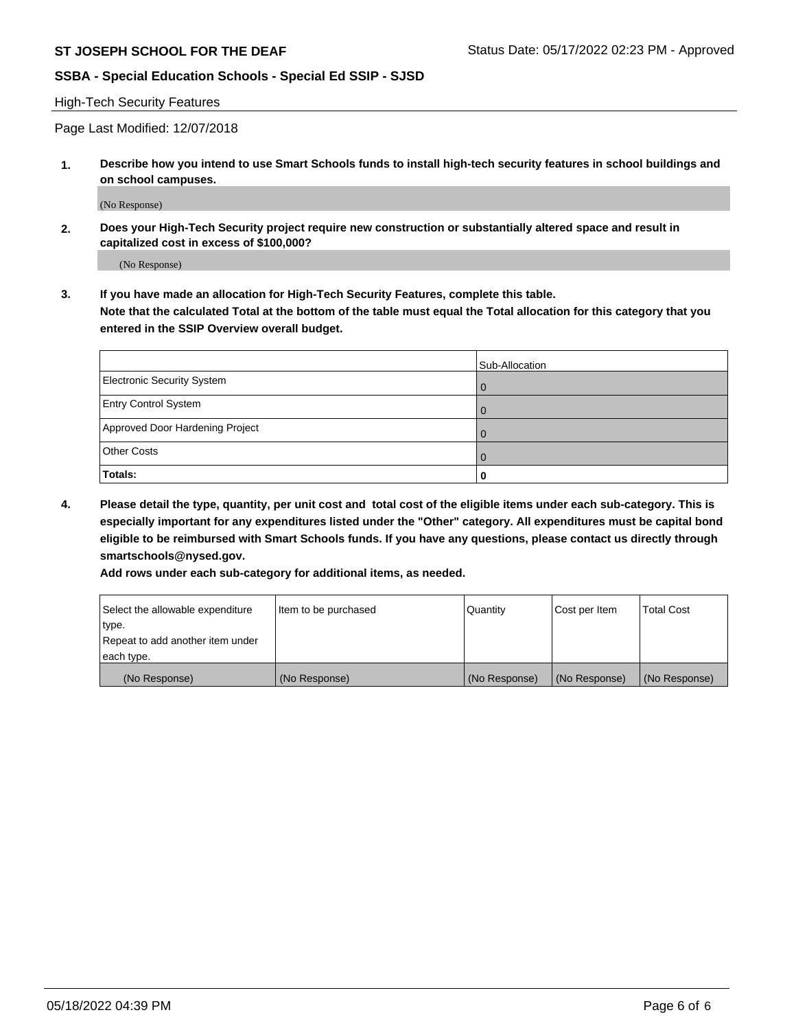**ST JOSEPH SCHOOL FOR THE DEAF** Status Date: 05/17/2022 02:23 PM - Approved

**SSBA - Special Education Schools - Special Ed SSIP - SJSD**

High-Tech Security Features

Page Last Modified: 12/07/2018

**1. Describe how you intend to use Smart Schools funds to install high-tech security features in school buildings and on school campuses.**

(No Response)

**2. Does your High-Tech Security project require new construction or substantially altered space and result in capitalized cost in excess of $100,000?**

(No Response)

**3. If you have made an allocation for High-Tech Security Features, complete this table.**
**Note that the calculated Total at the bottom of the table must equal the Total allocation for this category that you entered in the SSIP Overview overall budget.**

| | Sub-Allocation |
|---|---|
| Electronic Security System | 0 |
| Entry Control System | 0 |
| Approved Door Hardening Project | 0 |
| Other Costs | 0 |
| **Totals:** | **0** |

**4. Please detail the type, quantity, per unit cost and total cost of the eligible items under each sub-category. This is especially important for any expenditures listed under the "Other" category. All expenditures must be capital bond eligible to be reimbursed with Smart Schools funds. If you have any questions, please contact us directly through smartschools@nysed.gov.**

**Add rows under each sub-category for additional items, as needed.**

| Select the allowable expenditure type. Repeat to add another item under each type. | Item to be purchased | Quantity | Cost per Item | Total Cost |
|---|---|---|---|---|
| (No Response) | (No Response) | (No Response) | (No Response) | (No Response) |